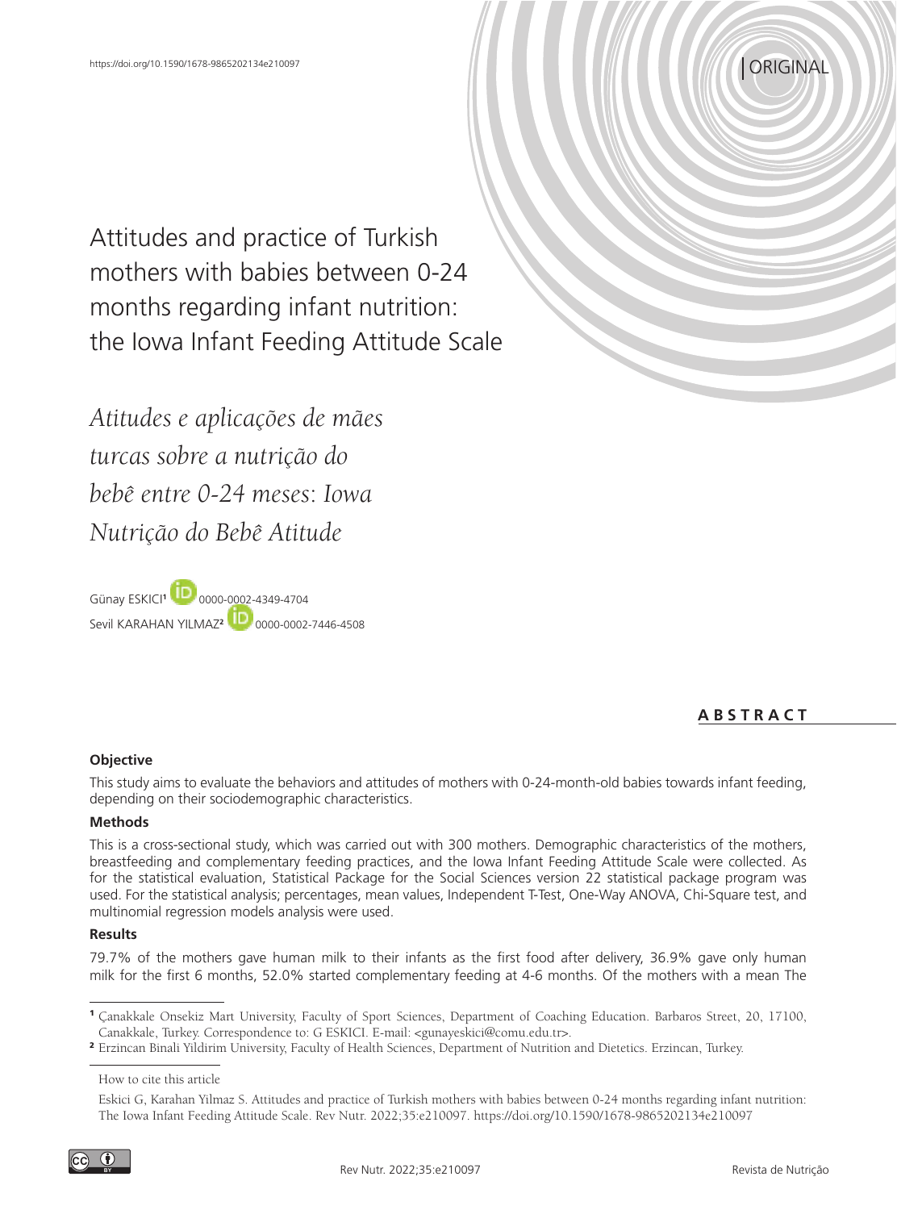https://doi.org/10.1590/1678-9865202134e210097

ORIGINAL

# Attitudes and practice of Turkish mothers with babies between 0-24 months regarding infant nutrition: the Iowa Infant Feeding Attitude Scale

*Atitudes e aplicações de mães turcas sobre a nutrição do bebê entre 0-24 meses: Iowa Nutrição do Bebê Atitude*

Günay ESKICI[1] 0000-0002-4349-4704
Sevil KARAHAN YILMAZ[2] 0000-0002-7446-4508

## ABSTRACT

### Objective

This study aims to evaluate the behaviors and attitudes of mothers with 0-24-month-old babies towards infant feeding, depending on their sociodemographic characteristics.

### Methods

This is a cross-sectional study, which was carried out with 300 mothers. Demographic characteristics of the mothers, breastfeeding and complementary feeding practices, and the Iowa Infant Feeding Attitude Scale were collected. As for the statistical evaluation, Statistical Package for the Social Sciences version 22 statistical package program was used. For the statistical analysis; percentages, mean values, Independent T-Test, One-Way ANOVA, Chi-Square test, and multinomial regression models analysis were used.

### Results

79.7% of the mothers gave human milk to their infants as the first food after delivery, 36.9% gave only human milk for the first 6 months, 52.0% started complementary feeding at 4-6 months. Of the mothers with a mean The

---

[1] Çanakkale Onsekiz Mart University, Faculty of Sport Sciences, Department of Coaching Education. Barbaros Street, 20, 17100, Canakkale, Turkey. Correspondence to: G ESKICI. E-mail: <gunayeskici@comu.edu.tr>.

[2] Erzincan Binali Yildirim University, Faculty of Health Sciences, Department of Nutrition and Dietetics. Erzincan, Turkey.

How to cite this article

Eskici G, Karahan Yilmaz S. Attitudes and practice of Turkish mothers with babies between 0-24 months regarding infant nutrition: The Iowa Infant Feeding Attitude Scale. Rev Nutr. 2022;35:e210097. https://doi.org/10.1590/1678-9865202134e210097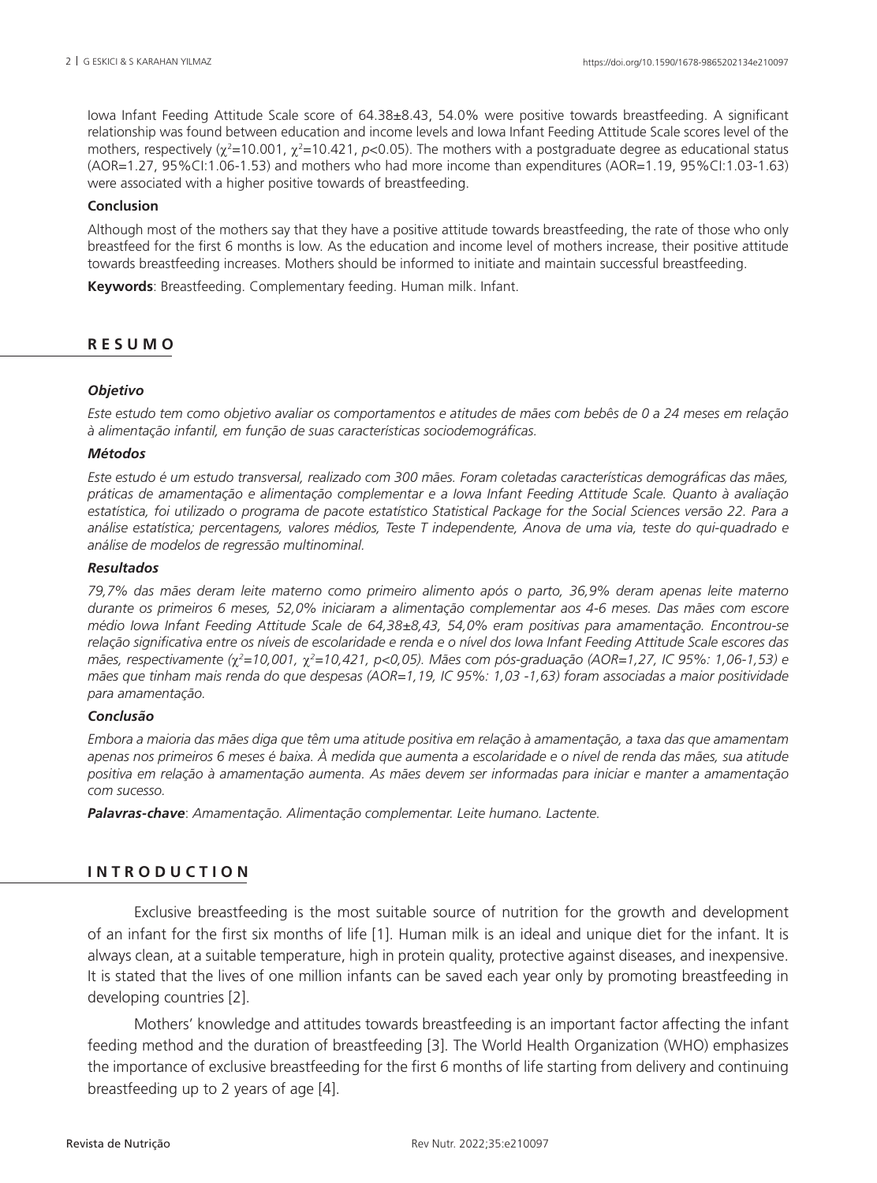Iowa Infant Feeding Attitude Scale score of 64.38±8.43, 54.0% were positive towards breastfeeding. A significant relationship was found between education and income levels and Iowa Infant Feeding Attitude Scale scores level of the mothers, respectively ($\chi^2$=10.001, $\chi^2$=10.421, $p$<0.05). The mothers with a postgraduate degree as educational status (AOR=1.27, 95%CI:1.06-1.53) and mothers who had more income than expenditures (AOR=1.19, 95%CI:1.03-1.63) were associated with a higher positive towards of breastfeeding.

#### Conclusion

Although most of the mothers say that they have a positive attitude towards breastfeeding, the rate of those who only breastfeed for the first 6 months is low. As the education and income level of mothers increase, their positive attitude towards breastfeeding increases. Mothers should be informed to initiate and maintain successful breastfeeding.

**Keywords**: Breastfeeding. Complementary feeding. Human milk. Infant.

## RESUMO

#### *Objetivo*

*Este estudo tem como objetivo avaliar os comportamentos e atitudes de mães com bebês de 0 a 24 meses em relação à alimentação infantil, em função de suas características sociodemográficas.*

#### *Métodos*

*Este estudo é um estudo transversal, realizado com 300 mães. Foram coletadas características demográficas das mães, práticas de amamentação e alimentação complementar e a Iowa Infant Feeding Attitude Scale. Quanto à avaliação estatística, foi utilizado o programa de pacote estatístico Statistical Package for the Social Sciences versão 22. Para a análise estatística; percentagens, valores médios, Teste T independente, Anova de uma via, teste do qui-quadrado e análise de modelos de regressão multinominal.*

#### *Resultados*

*79,7% das mães deram leite materno como primeiro alimento após o parto, 36,9% deram apenas leite materno durante os primeiros 6 meses, 52,0% iniciaram a alimentação complementar aos 4-6 meses. Das mães com escore médio Iowa Infant Feeding Attitude Scale de 64,38±8,43, 54,0% eram positivas para amamentação. Encontrou-se relação significativa entre os níveis de escolaridade e renda e o nível dos Iowa Infant Feeding Attitude Scale escores das mães, respectivamente ($\chi^2$=10,001, $\chi^2$=10,421, p<0,05). Mães com pós-graduação (AOR=1,27, IC 95%: 1,06-1,53) e mães que tinham mais renda do que despesas (AOR=1,19, IC 95%: 1,03 -1,63) foram associadas a maior positividade para amamentação.*

#### *Conclusão*

*Embora a maioria das mães diga que têm uma atitude positiva em relação à amamentação, a taxa das que amamentam apenas nos primeiros 6 meses é baixa. À medida que aumenta a escolaridade e o nível de renda das mães, sua atitude positiva em relação à amamentação aumenta. As mães devem ser informadas para iniciar e manter a amamentação com sucesso.*

***Palavras-chave***: *Amamentação. Alimentação complementar. Leite humano. Lactente.*

## INTRODUCTION

Exclusive breastfeeding is the most suitable source of nutrition for the growth and development of an infant for the first six months of life [1]. Human milk is an ideal and unique diet for the infant. It is always clean, at a suitable temperature, high in protein quality, protective against diseases, and inexpensive. It is stated that the lives of one million infants can be saved each year only by promoting breastfeeding in developing countries [2].

Mothers' knowledge and attitudes towards breastfeeding is an important factor affecting the infant feeding method and the duration of breastfeeding [3]. The World Health Organization (WHO) emphasizes the importance of exclusive breastfeeding for the first 6 months of life starting from delivery and continuing breastfeeding up to 2 years of age [4].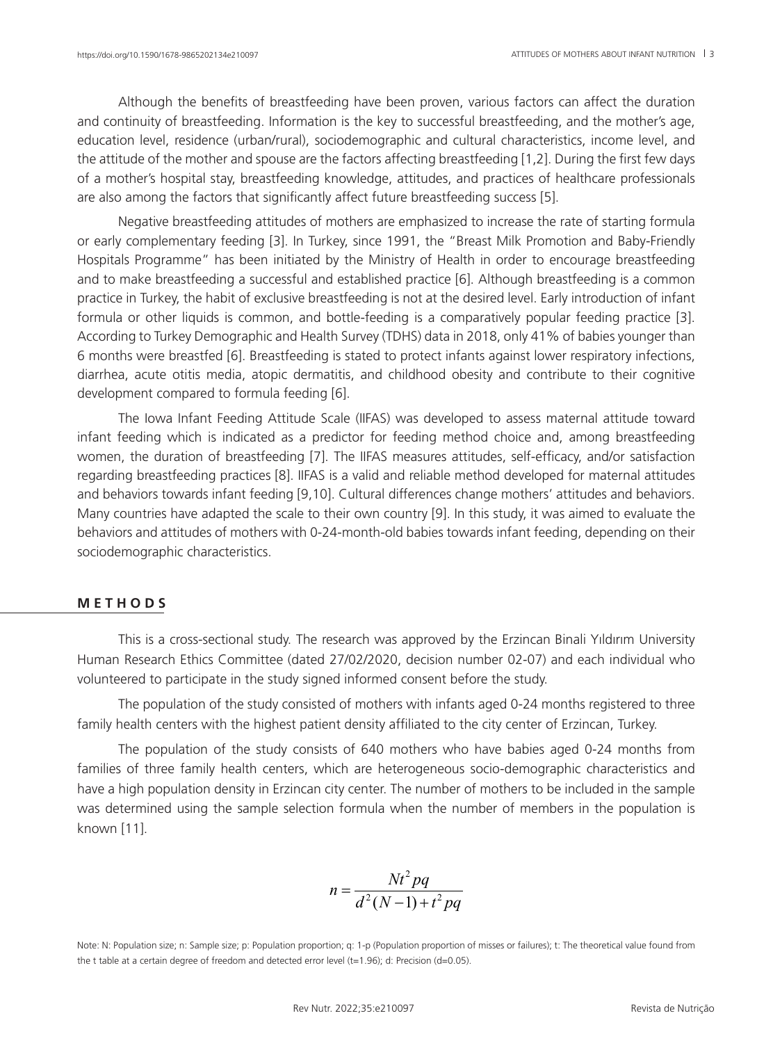Although the benefits of breastfeeding have been proven, various factors can affect the duration and continuity of breastfeeding. Information is the key to successful breastfeeding, and the mother's age, education level, residence (urban/rural), sociodemographic and cultural characteristics, income level, and the attitude of the mother and spouse are the factors affecting breastfeeding [1,2]. During the first few days of a mother's hospital stay, breastfeeding knowledge, attitudes, and practices of healthcare professionals are also among the factors that significantly affect future breastfeeding success [5].

Negative breastfeeding attitudes of mothers are emphasized to increase the rate of starting formula or early complementary feeding [3]. In Turkey, since 1991, the "Breast Milk Promotion and Baby-Friendly Hospitals Programme" has been initiated by the Ministry of Health in order to encourage breastfeeding and to make breastfeeding a successful and established practice [6]. Although breastfeeding is a common practice in Turkey, the habit of exclusive breastfeeding is not at the desired level. Early introduction of infant formula or other liquids is common, and bottle-feeding is a comparatively popular feeding practice [3]. According to Turkey Demographic and Health Survey (TDHS) data in 2018, only 41% of babies younger than 6 months were breastfed [6]. Breastfeeding is stated to protect infants against lower respiratory infections, diarrhea, acute otitis media, atopic dermatitis, and childhood obesity and contribute to their cognitive development compared to formula feeding [6].

The Iowa Infant Feeding Attitude Scale (IIFAS) was developed to assess maternal attitude toward infant feeding which is indicated as a predictor for feeding method choice and, among breastfeeding women, the duration of breastfeeding [7]. The IIFAS measures attitudes, self-efficacy, and/or satisfaction regarding breastfeeding practices [8]. IIFAS is a valid and reliable method developed for maternal attitudes and behaviors towards infant feeding [9,10]. Cultural differences change mothers' attitudes and behaviors. Many countries have adapted the scale to their own country [9]. In this study, it was aimed to evaluate the behaviors and attitudes of mothers with 0-24-month-old babies towards infant feeding, depending on their sociodemographic characteristics.

## METHODS

This is a cross-sectional study. The research was approved by the Erzincan Binali Yıldırım University Human Research Ethics Committee (dated 27/02/2020, decision number 02-07) and each individual who volunteered to participate in the study signed informed consent before the study.

The population of the study consisted of mothers with infants aged 0-24 months registered to three family health centers with the highest patient density affiliated to the city center of Erzincan, Turkey.

The population of the study consists of 640 mothers who have babies aged 0-24 months from families of three family health centers, which are heterogeneous socio-demographic characteristics and have a high population density in Erzincan city center. The number of mothers to be included in the sample was determined using the sample selection formula when the number of members in the population is known [11].

$$n = \frac{Nt^2pq}{d^2(N-1)+t^2pq}$$

Note: N: Population size; n: Sample size; p: Population proportion; q: 1-p (Population proportion of misses or failures); t: The theoretical value found from the t table at a certain degree of freedom and detected error level (t=1.96); d: Precision (d=0.05).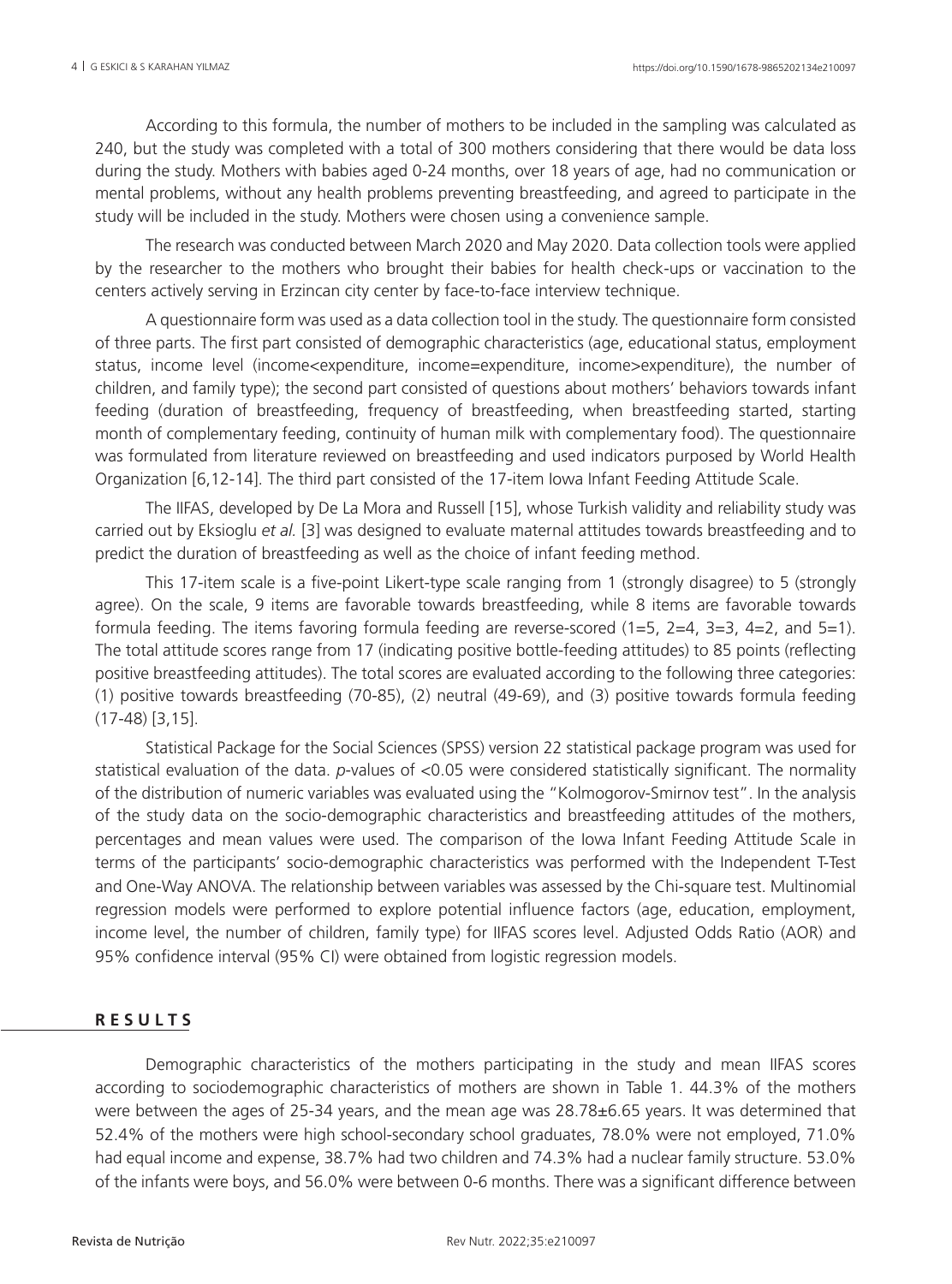According to this formula, the number of mothers to be included in the sampling was calculated as 240, but the study was completed with a total of 300 mothers considering that there would be data loss during the study. Mothers with babies aged 0-24 months, over 18 years of age, had no communication or mental problems, without any health problems preventing breastfeeding, and agreed to participate in the study will be included in the study. Mothers were chosen using a convenience sample.

The research was conducted between March 2020 and May 2020. Data collection tools were applied by the researcher to the mothers who brought their babies for health check-ups or vaccination to the centers actively serving in Erzincan city center by face-to-face interview technique.

A questionnaire form was used as a data collection tool in the study. The questionnaire form consisted of three parts. The first part consisted of demographic characteristics (age, educational status, employment status, income level (income<expenditure, income=expenditure, income>expenditure), the number of children, and family type); the second part consisted of questions about mothers' behaviors towards infant feeding (duration of breastfeeding, frequency of breastfeeding, when breastfeeding started, starting month of complementary feeding, continuity of human milk with complementary food). The questionnaire was formulated from literature reviewed on breastfeeding and used indicators purposed by World Health Organization [6,12-14]. The third part consisted of the 17-item Iowa Infant Feeding Attitude Scale.

The IIFAS, developed by De La Mora and Russell [15], whose Turkish validity and reliability study was carried out by Eksioglu *et al.* [3] was designed to evaluate maternal attitudes towards breastfeeding and to predict the duration of breastfeeding as well as the choice of infant feeding method.

This 17-item scale is a five-point Likert-type scale ranging from 1 (strongly disagree) to 5 (strongly agree). On the scale, 9 items are favorable towards breastfeeding, while 8 items are favorable towards formula feeding. The items favoring formula feeding are reverse-scored (1=5, 2=4, 3=3, 4=2, and 5=1). The total attitude scores range from 17 (indicating positive bottle-feeding attitudes) to 85 points (reflecting positive breastfeeding attitudes). The total scores are evaluated according to the following three categories: (1) positive towards breastfeeding (70-85), (2) neutral (49-69), and (3) positive towards formula feeding (17-48) [3,15].

Statistical Package for the Social Sciences (SPSS) version 22 statistical package program was used for statistical evaluation of the data. *p*-values of $<0.05$ were considered statistically significant. The normality of the distribution of numeric variables was evaluated using the "Kolmogorov-Smirnov test". In the analysis of the study data on the socio-demographic characteristics and breastfeeding attitudes of the mothers, percentages and mean values were used. The comparison of the Iowa Infant Feeding Attitude Scale in terms of the participants' socio-demographic characteristics was performed with the Independent T-Test and One-Way ANOVA. The relationship between variables was assessed by the Chi-square test. Multinomial regression models were performed to explore potential influence factors (age, education, employment, income level, the number of children, family type) for IIFAS scores level. Adjusted Odds Ratio (AOR) and 95% confidence interval (95% CI) were obtained from logistic regression models.

## RESULTS

Demographic characteristics of the mothers participating in the study and mean IIFAS scores according to sociodemographic characteristics of mothers are shown in Table 1. 44.3% of the mothers were between the ages of 25-34 years, and the mean age was 28.78±6.65 years. It was determined that 52.4% of the mothers were high school-secondary school graduates, 78.0% were not employed, 71.0% had equal income and expense, 38.7% had two children and 74.3% had a nuclear family structure. 53.0% of the infants were boys, and 56.0% were between 0-6 months. There was a significant difference between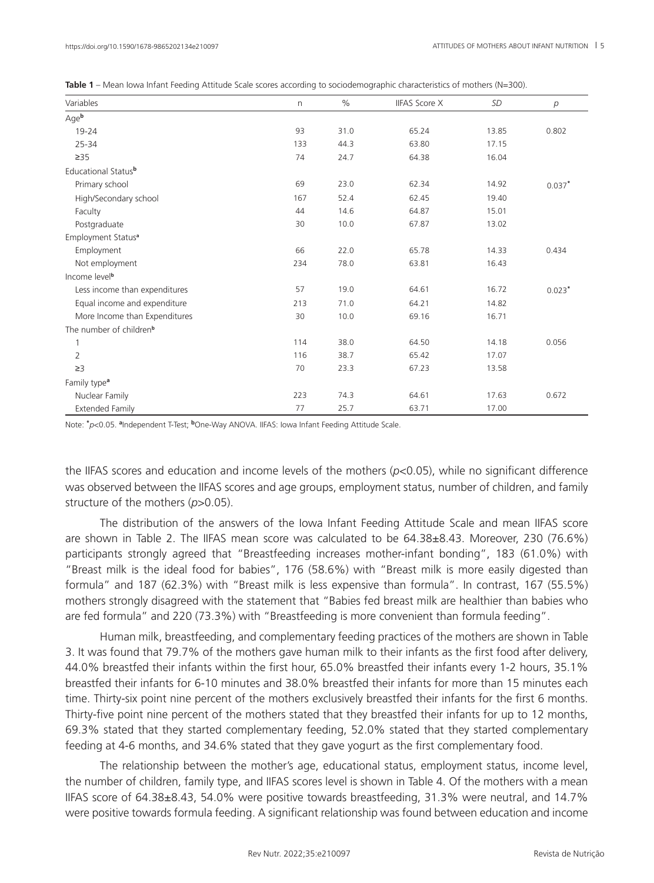**Table 1** – Mean Iowa Infant Feeding Attitude Scale scores according to sociodemographic characteristics of mothers (N=300).

| Variables | n | % | IIFAS Score X | *SD* | *p* |
|---|---|---|---|---|---|
| Age[b] | | | | | |
| 19-24 | 93 | 31.0 | 65.24 | 13.85 | 0.802 |
| 25-34 | 133 | 44.3 | 63.80 | 17.15 | |
| ≥35 | 74 | 24.7 | 64.38 | 16.04 | |
| Educational Status[b] | | | | | |
| Primary school | 69 | 23.0 | 62.34 | 14.92 | 0.037* |
| High/Secondary school | 167 | 52.4 | 62.45 | 19.40 | |
| Faculty | 44 | 14.6 | 64.87 | 15.01 | |
| Postgraduate | 30 | 10.0 | 67.87 | 13.02 | |
| Employment Status[a] | | | | | |
| Employment | 66 | 22.0 | 65.78 | 14.33 | 0.434 |
| Not employment | 234 | 78.0 | 63.81 | 16.43 | |
| Income level[b] | | | | | |
| Less income than expenditures | 57 | 19.0 | 64.61 | 16.72 | 0.023* |
| Equal income and expenditure | 213 | 71.0 | 64.21 | 14.82 | |
| More Income than Expenditures | 30 | 10.0 | 69.16 | 16.71 | |
| The number of children[b] | | | | | |
| 1 | 114 | 38.0 | 64.50 | 14.18 | 0.056 |
| 2 | 116 | 38.7 | 65.42 | 17.07 | |
| ≥3 | 70 | 23.3 | 67.23 | 13.58 | |
| Family type[a] | | | | | |
| Nuclear Family | 223 | 74.3 | 64.61 | 17.63 | 0.672 |
| Extended Family | 77 | 25.7 | 63.71 | 17.00 | |

Note: *$p<0.05$. [a]Independent T-Test; [b]One-Way ANOVA. IIFAS: Iowa Infant Feeding Attitude Scale.

the IIFAS scores and education and income levels of the mothers ($p<0.05$), while no significant difference was observed between the IIFAS scores and age groups, employment status, number of children, and family structure of the mothers ($p>0.05$).

The distribution of the answers of the Iowa Infant Feeding Attitude Scale and mean IIFAS score are shown in Table 2. The IIFAS mean score was calculated to be 64.38±8.43. Moreover, 230 (76.6%) participants strongly agreed that "Breastfeeding increases mother-infant bonding", 183 (61.0%) with "Breast milk is the ideal food for babies", 176 (58.6%) with "Breast milk is more easily digested than formula" and 187 (62.3%) with "Breast milk is less expensive than formula". In contrast, 167 (55.5%) mothers strongly disagreed with the statement that "Babies fed breast milk are healthier than babies who are fed formula" and 220 (73.3%) with "Breastfeeding is more convenient than formula feeding".

Human milk, breastfeeding, and complementary feeding practices of the mothers are shown in Table 3. It was found that 79.7% of the mothers gave human milk to their infants as the first food after delivery, 44.0% breastfed their infants within the first hour, 65.0% breastfed their infants every 1-2 hours, 35.1% breastfed their infants for 6-10 minutes and 38.0% breastfed their infants for more than 15 minutes each time. Thirty-six point nine percent of the mothers exclusively breastfed their infants for the first 6 months. Thirty-five point nine percent of the mothers stated that they breastfed their infants for up to 12 months, 69.3% stated that they started complementary feeding, 52.0% stated that they started complementary feeding at 4-6 months, and 34.6% stated that they gave yogurt as the first complementary food.

The relationship between the mother's age, educational status, employment status, income level, the number of children, family type, and IIFAS scores level is shown in Table 4. Of the mothers with a mean IIFAS score of 64.38±8.43, 54.0% were positive towards breastfeeding, 31.3% were neutral, and 14.7% were positive towards formula feeding. A significant relationship was found between education and income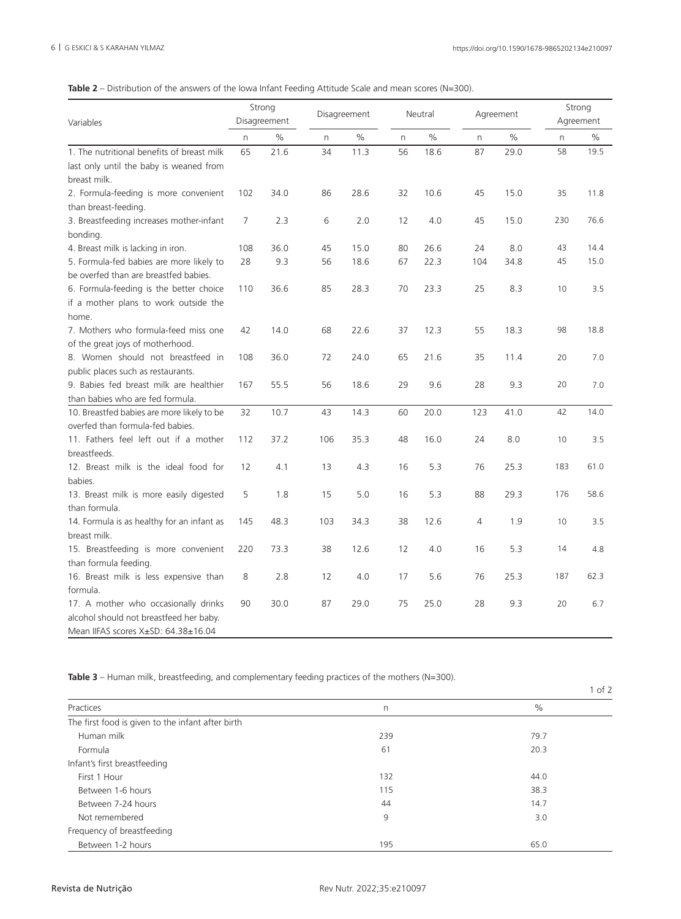**Table 2** – Distribution of the answers of the Iowa Infant Feeding Attitude Scale and mean scores (N=300).

| Variables | Strong Disagreement | | Disagreement | | Neutral | | Agreement | | Strong Agreement | |
|---|---|---|---|---|---|---|---|---|---|---|
| | n | % | n | % | n | % | n | % | n | % |
| 1. The nutritional benefits of breast milk last only until the baby is weaned from breast milk. | 65 | 21.6 | 34 | 11.3 | 56 | 18.6 | 87 | 29.0 | 58 | 19.5 |
| 2. Formula-feeding is more convenient than breast-feeding. | 102 | 34.0 | 86 | 28.6 | 32 | 10.6 | 45 | 15.0 | 35 | 11.8 |
| 3. Breastfeeding increases mother-infant bonding. | 7 | 2.3 | 6 | 2.0 | 12 | 4.0 | 45 | 15.0 | 230 | 76.6 |
| 4. Breast milk is lacking in iron. | 108 | 36.0 | 45 | 15.0 | 80 | 26.6 | 24 | 8.0 | 43 | 14.4 |
| 5. Formula-fed babies are more likely to be overfed than are breastfed babies. | 28 | 9.3 | 56 | 18.6 | 67 | 22.3 | 104 | 34.8 | 45 | 15.0 |
| 6. Formula-feeding is the better choice if a mother plans to work outside the home. | 110 | 36.6 | 85 | 28.3 | 70 | 23.3 | 25 | 8.3 | 10 | 3.5 |
| 7. Mothers who formula-feed miss one of the great joys of motherhood. | 42 | 14.0 | 68 | 22.6 | 37 | 12.3 | 55 | 18.3 | 98 | 18.8 |
| 8. Women should not breastfeed in public places such as restaurants. | 108 | 36.0 | 72 | 24.0 | 65 | 21.6 | 35 | 11.4 | 20 | 7.0 |
| 9. Babies fed breast milk are healthier than babies who are fed formula. | 167 | 55.5 | 56 | 18.6 | 29 | 9.6 | 28 | 9.3 | 20 | 7.0 |
| 10. Breastfed babies are more likely to be overfed than formula-fed babies. | 32 | 10.7 | 43 | 14.3 | 60 | 20.0 | 123 | 41.0 | 42 | 14.0 |
| 11. Fathers feel left out if a mother breastfeeds. | 112 | 37.2 | 106 | 35.3 | 48 | 16.0 | 24 | 8.0 | 10 | 3.5 |
| 12. Breast milk is the ideal food for babies. | 12 | 4.1 | 13 | 4.3 | 16 | 5.3 | 76 | 25.3 | 183 | 61.0 |
| 13. Breast milk is more easily digested than formula. | 5 | 1.8 | 15 | 5.0 | 16 | 5.3 | 88 | 29.3 | 176 | 58.6 |
| 14. Formula is as healthy for an infant as breast milk. | 145 | 48.3 | 103 | 34.3 | 38 | 12.6 | 4 | 1.9 | 10 | 3.5 |
| 15. Breastfeeding is more convenient than formula feeding. | 220 | 73.3 | 38 | 12.6 | 12 | 4.0 | 16 | 5.3 | 14 | 4.8 |
| 16. Breast milk is less expensive than formula. | 8 | 2.8 | 12 | 4.0 | 17 | 5.6 | 76 | 25.3 | 187 | 62.3 |
| 17. A mother who occasionally drinks alcohol should not breastfeed her baby. | 90 | 30.0 | 87 | 29.0 | 75 | 25.0 | 28 | 9.3 | 20 | 6.7 |
| Mean IIFAS scores X±SD: 64.38±16.04 | | | | | | | | | | |

**Table 3** – Human milk, breastfeeding, and complementary feeding practices of the mothers (N=300).

| Practices | n | % |
|---|---|---|
| The first food is given to the infant after birth | | |
| Human milk | 239 | 79.7 |
| Formula | 61 | 20.3 |
| Infant's first breastfeeding | | |
| First 1 Hour | 132 | 44.0 |
| Between 1-6 hours | 115 | 38.3 |
| Between 7-24 hours | 44 | 14.7 |
| Not remembered | 9 | 3.0 |
| Frequency of breastfeeding | | |
| Between 1-2 hours | 195 | 65.0 |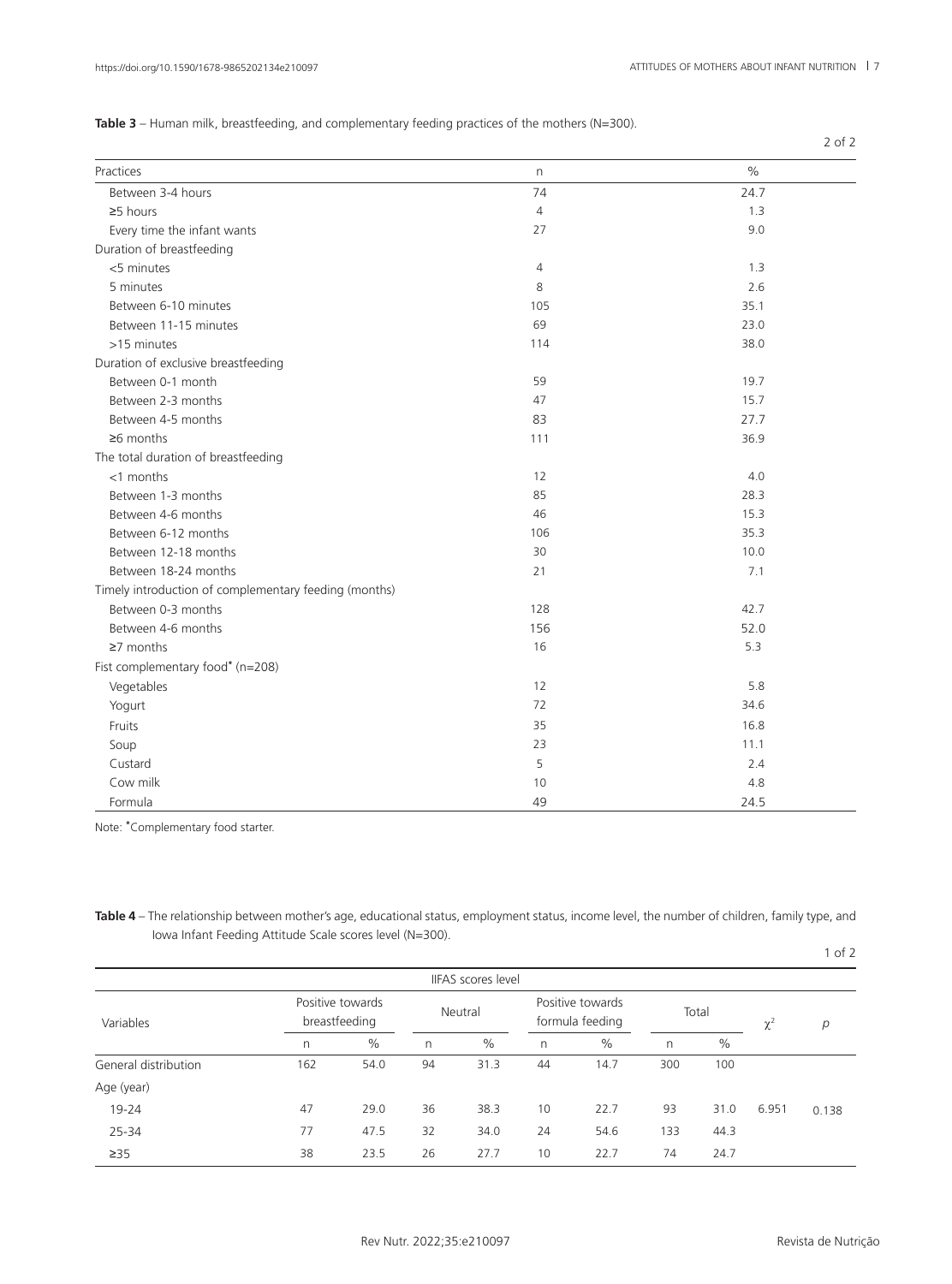**Table 3** – Human milk, breastfeeding, and complementary feeding practices of the mothers (N=300).

2 of 2

| Practices | n | % |
|---|---|---|
| Between 3-4 hours | 74 | 24.7 |
| ≥5 hours | 4 | 1.3 |
| Every time the infant wants | 27 | 9.0 |
| Duration of breastfeeding | | |
| <5 minutes | 4 | 1.3 |
| 5 minutes | 8 | 2.6 |
| Between 6-10 minutes | 105 | 35.1 |
| Between 11-15 minutes | 69 | 23.0 |
| >15 minutes | 114 | 38.0 |
| Duration of exclusive breastfeeding | | |
| Between 0-1 month | 59 | 19.7 |
| Between 2-3 months | 47 | 15.7 |
| Between 4-5 months | 83 | 27.7 |
| ≥6 months | 111 | 36.9 |
| The total duration of breastfeeding | | |
| <1 months | 12 | 4.0 |
| Between 1-3 months | 85 | 28.3 |
| Between 4-6 months | 46 | 15.3 |
| Between 6-12 months | 106 | 35.3 |
| Between 12-18 months | 30 | 10.0 |
| Between 18-24 months | 21 | 7.1 |
| Timely introduction of complementary feeding (months) | | |
| Between 0-3 months | 128 | 42.7 |
| Between 4-6 months | 156 | 52.0 |
| ≥7 months | 16 | 5.3 |
| Fist complementary food* (n=208) | | |
| Vegetables | 12 | 5.8 |
| Yogurt | 72 | 34.6 |
| Fruits | 35 | 16.8 |
| Soup | 23 | 11.1 |
| Custard | 5 | 2.4 |
| Cow milk | 10 | 4.8 |
| Formula | 49 | 24.5 |

Note: *Complementary food starter.

**Table 4** – The relationship between mother's age, educational status, employment status, income level, the number of children, family type, and Iowa Infant Feeding Attitude Scale scores level (N=300).

1 of 2

| Variables | IIFAS scores level: Positive towards breastfeeding | | Neutral | | Positive towards formula feeding | | Total | | $\chi^2$ | $p$ |
|---|---|---|---|---|---|---|---|---|---|---|
| | n | % | n | % | n | % | n | % | | |
| General distribution | 162 | 54.0 | 94 | 31.3 | 44 | 14.7 | 300 | 100 | | |
| Age (year) | | | | | | | | | | |
| 19-24 | 47 | 29.0 | 36 | 38.3 | 10 | 22.7 | 93 | 31.0 | 6.951 | 0.138 |
| 25-34 | 77 | 47.5 | 32 | 34.0 | 24 | 54.6 | 133 | 44.3 | | |
| ≥35 | 38 | 23.5 | 26 | 27.7 | 10 | 22.7 | 74 | 24.7 | | |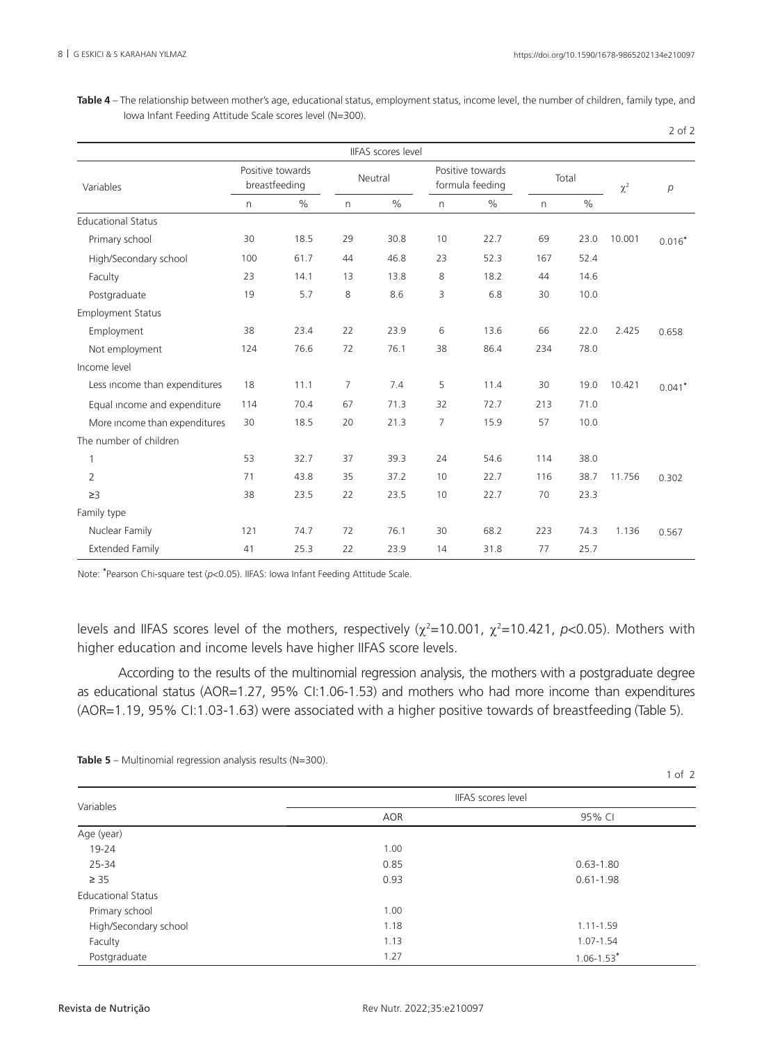**Table 4** – The relationship between mother's age, educational status, employment status, income level, the number of children, family type, and Iowa Infant Feeding Attitude Scale scores level (N=300).

2 of 2

| Variables | IIFAS scores level | | | | | | | | | |
|---|---|---|---|---|---|---|---|---|---|---|
| | Positive towards breastfeeding | | Neutral | | Positive towards formula feeding | | Total | | $\chi^2$ | *p* |
| | n | % | n | % | n | % | n | % | | |
| Educational Status | | | | | | | | | | |
| Primary school | 30 | 18.5 | 29 | 30.8 | 10 | 22.7 | 69 | 23.0 | 10.001 | 0.016* |
| High/Secondary school | 100 | 61.7 | 44 | 46.8 | 23 | 52.3 | 167 | 52.4 | | |
| Faculty | 23 | 14.1 | 13 | 13.8 | 8 | 18.2 | 44 | 14.6 | | |
| Postgraduate | 19 | 5.7 | 8 | 8.6 | 3 | 6.8 | 30 | 10.0 | | |
| Employment Status | | | | | | | | | | |
| Employment | 38 | 23.4 | 22 | 23.9 | 6 | 13.6 | 66 | 22.0 | 2.425 | 0.658 |
| Not employment | 124 | 76.6 | 72 | 76.1 | 38 | 86.4 | 234 | 78.0 | | |
| Income level | | | | | | | | | | |
| Less income than expenditures | 18 | 11.1 | 7 | 7.4 | 5 | 11.4 | 30 | 19.0 | 10.421 | 0.041* |
| Equal income and expenditure | 114 | 70.4 | 67 | 71.3 | 32 | 72.7 | 213 | 71.0 | | |
| More income than expenditures | 30 | 18.5 | 20 | 21.3 | 7 | 15.9 | 57 | 10.0 | | |
| The number of children | | | | | | | | | | |
| 1 | 53 | 32.7 | 37 | 39.3 | 24 | 54.6 | 114 | 38.0 | | |
| 2 | 71 | 43.8 | 35 | 37.2 | 10 | 22.7 | 116 | 38.7 | 11.756 | 0.302 |
| ≥3 | 38 | 23.5 | 22 | 23.5 | 10 | 22.7 | 70 | 23.3 | | |
| Family type | | | | | | | | | | |
| Nuclear Family | 121 | 74.7 | 72 | 76.1 | 30 | 68.2 | 223 | 74.3 | 1.136 | 0.567 |
| Extended Family | 41 | 25.3 | 22 | 23.9 | 14 | 31.8 | 77 | 25.7 | | |

Note: *Pearson Chi-square test ($p<0.05$). IIFAS: Iowa Infant Feeding Attitude Scale.

levels and IIFAS scores level of the mothers, respectively ($\chi^2$=10.001, $\chi^2$=10.421, $p<0.05$). Mothers with higher education and income levels have higher IIFAS score levels.

According to the results of the multinomial regression analysis, the mothers with a postgraduate degree as educational status (AOR=1.27, 95% CI:1.06-1.53) and mothers who had more income than expenditures (AOR=1.19, 95% CI:1.03-1.63) were associated with a higher positive towards of breastfeeding (Table 5).

**Table 5** – Multinomial regression analysis results (N=300).

1 of 2

| Variables | IIFAS scores level | |
|---|---|---|
| | AOR | 95% CI |
| Age (year) | | |
| 19-24 | 1.00 | |
| 25-34 | 0.85 | 0.63-1.80 |
| ≥ 35 | 0.93 | 0.61-1.98 |
| Educational Status | | |
| Primary school | 1.00 | |
| High/Secondary school | 1.18 | 1.11-1.59 |
| Faculty | 1.13 | 1.07-1.54 |
| Postgraduate | 1.27 | 1.06-1.53* |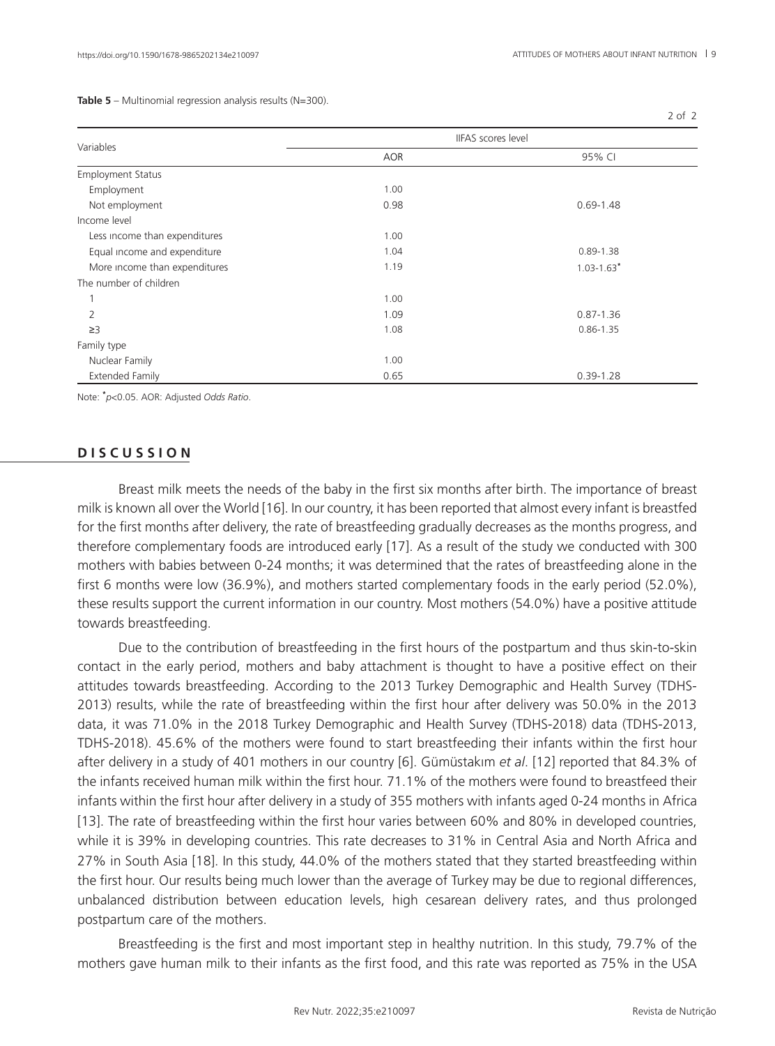**Table 5** – Multinomial regression analysis results (N=300).

2 of 2

| Variables | IIFAS scores level | |
|---|---|---|
| | AOR | 95% CI |
| Employment Status | | |
| Employment | 1.00 | |
| Not employment | 0.98 | 0.69-1.48 |
| Income level | | |
| Less ıncome than expenditures | 1.00 | |
| Equal ıncome and expenditure | 1.04 | 0.89-1.38 |
| More ıncome than expenditures | 1.19 | 1.03-1.63* |
| The number of children | | |
| 1 | 1.00 | |
| 2 | 1.09 | 0.87-1.36 |
| ≥3 | 1.08 | 0.86-1.35 |
| Family type | | |
| Nuclear Family | 1.00 | |
| Extended Family | 0.65 | 0.39-1.28 |

Note: *$p<0.05$. AOR: Adjusted *Odds Ratio*.

## DISCUSSION

Breast milk meets the needs of the baby in the first six months after birth. The importance of breast milk is known all over the World [16]. In our country, it has been reported that almost every infant is breastfed for the first months after delivery, the rate of breastfeeding gradually decreases as the months progress, and therefore complementary foods are introduced early [17]. As a result of the study we conducted with 300 mothers with babies between 0-24 months; it was determined that the rates of breastfeeding alone in the first 6 months were low (36.9%), and mothers started complementary foods in the early period (52.0%), these results support the current information in our country. Most mothers (54.0%) have a positive attitude towards breastfeeding.

Due to the contribution of breastfeeding in the first hours of the postpartum and thus skin-to-skin contact in the early period, mothers and baby attachment is thought to have a positive effect on their attitudes towards breastfeeding. According to the 2013 Turkey Demographic and Health Survey (TDHS-2013) results, while the rate of breastfeeding within the first hour after delivery was 50.0% in the 2013 data, it was 71.0% in the 2018 Turkey Demographic and Health Survey (TDHS-2018) data (TDHS-2013, TDHS-2018). 45.6% of the mothers were found to start breastfeeding their infants within the first hour after delivery in a study of 401 mothers in our country [6]. Gümüstakım *et al*. [12] reported that 84.3% of the infants received human milk within the first hour. 71.1% of the mothers were found to breastfeed their infants within the first hour after delivery in a study of 355 mothers with infants aged 0-24 months in Africa [13]. The rate of breastfeeding within the first hour varies between 60% and 80% in developed countries, while it is 39% in developing countries. This rate decreases to 31% in Central Asia and North Africa and 27% in South Asia [18]. In this study, 44.0% of the mothers stated that they started breastfeeding within the first hour. Our results being much lower than the average of Turkey may be due to regional differences, unbalanced distribution between education levels, high cesarean delivery rates, and thus prolonged postpartum care of the mothers.

Breastfeeding is the first and most important step in healthy nutrition. In this study, 79.7% of the mothers gave human milk to their infants as the first food, and this rate was reported as 75% in the USA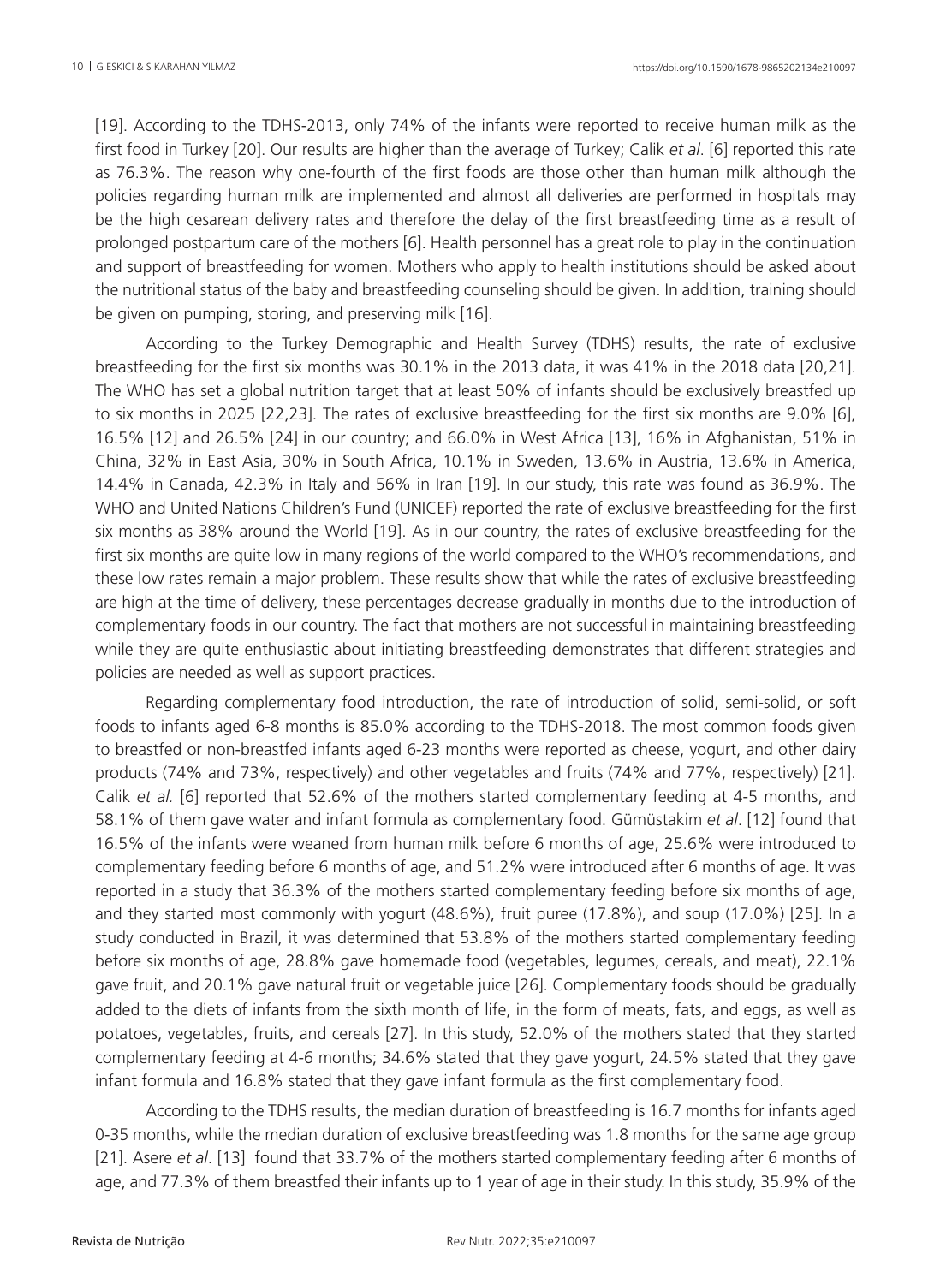[19]. According to the TDHS-2013, only 74% of the infants were reported to receive human milk as the first food in Turkey [20]. Our results are higher than the average of Turkey; Calik *et al*. [6] reported this rate as 76.3%. The reason why one-fourth of the first foods are those other than human milk although the policies regarding human milk are implemented and almost all deliveries are performed in hospitals may be the high cesarean delivery rates and therefore the delay of the first breastfeeding time as a result of prolonged postpartum care of the mothers [6]. Health personnel has a great role to play in the continuation and support of breastfeeding for women. Mothers who apply to health institutions should be asked about the nutritional status of the baby and breastfeeding counseling should be given. In addition, training should be given on pumping, storing, and preserving milk [16].

According to the Turkey Demographic and Health Survey (TDHS) results, the rate of exclusive breastfeeding for the first six months was 30.1% in the 2013 data, it was 41% in the 2018 data [20,21]. The WHO has set a global nutrition target that at least 50% of infants should be exclusively breastfed up to six months in 2025 [22,23]. The rates of exclusive breastfeeding for the first six months are 9.0% [6], 16.5% [12] and 26.5% [24] in our country; and 66.0% in West Africa [13], 16% in Afghanistan, 51% in China, 32% in East Asia, 30% in South Africa, 10.1% in Sweden, 13.6% in Austria, 13.6% in America, 14.4% in Canada, 42.3% in Italy and 56% in Iran [19]. In our study, this rate was found as 36.9%. The WHO and United Nations Children's Fund (UNICEF) reported the rate of exclusive breastfeeding for the first six months as 38% around the World [19]. As in our country, the rates of exclusive breastfeeding for the first six months are quite low in many regions of the world compared to the WHO's recommendations, and these low rates remain a major problem. These results show that while the rates of exclusive breastfeeding are high at the time of delivery, these percentages decrease gradually in months due to the introduction of complementary foods in our country. The fact that mothers are not successful in maintaining breastfeeding while they are quite enthusiastic about initiating breastfeeding demonstrates that different strategies and policies are needed as well as support practices.

Regarding complementary food introduction, the rate of introduction of solid, semi-solid, or soft foods to infants aged 6-8 months is 85.0% according to the TDHS-2018. The most common foods given to breastfed or non-breastfed infants aged 6-23 months were reported as cheese, yogurt, and other dairy products (74% and 73%, respectively) and other vegetables and fruits (74% and 77%, respectively) [21]. Calik *et al.* [6] reported that 52.6% of the mothers started complementary feeding at 4-5 months, and 58.1% of them gave water and infant formula as complementary food. Gümüstakim *et al*. [12] found that 16.5% of the infants were weaned from human milk before 6 months of age, 25.6% were introduced to complementary feeding before 6 months of age, and 51.2% were introduced after 6 months of age. It was reported in a study that 36.3% of the mothers started complementary feeding before six months of age, and they started most commonly with yogurt (48.6%), fruit puree (17.8%), and soup (17.0%) [25]. In a study conducted in Brazil, it was determined that 53.8% of the mothers started complementary feeding before six months of age, 28.8% gave homemade food (vegetables, legumes, cereals, and meat), 22.1% gave fruit, and 20.1% gave natural fruit or vegetable juice [26]. Complementary foods should be gradually added to the diets of infants from the sixth month of life, in the form of meats, fats, and eggs, as well as potatoes, vegetables, fruits, and cereals [27]. In this study, 52.0% of the mothers stated that they started complementary feeding at 4-6 months; 34.6% stated that they gave yogurt, 24.5% stated that they gave infant formula and 16.8% stated that they gave infant formula as the first complementary food.

According to the TDHS results, the median duration of breastfeeding is 16.7 months for infants aged 0-35 months, while the median duration of exclusive breastfeeding was 1.8 months for the same age group [21]. Asere *et al*. [13] found that 33.7% of the mothers started complementary feeding after 6 months of age, and 77.3% of them breastfed their infants up to 1 year of age in their study. In this study, 35.9% of the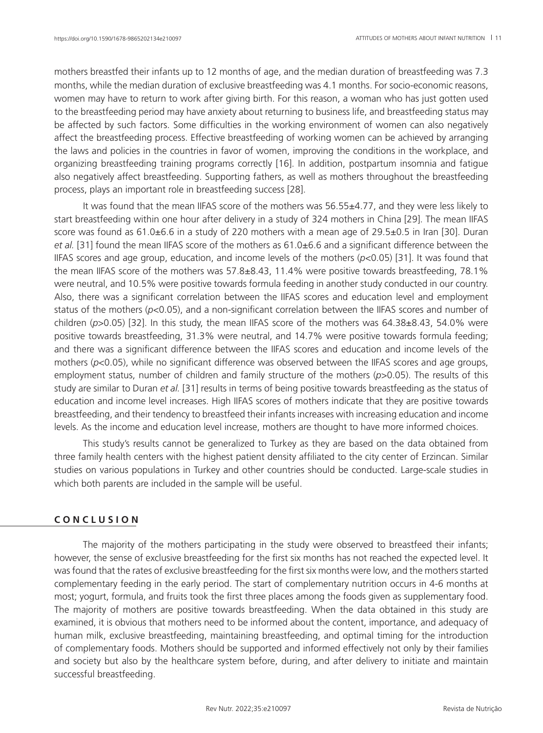mothers breastfed their infants up to 12 months of age, and the median duration of breastfeeding was 7.3 months, while the median duration of exclusive breastfeeding was 4.1 months. For socio-economic reasons, women may have to return to work after giving birth. For this reason, a woman who has just gotten used to the breastfeeding period may have anxiety about returning to business life, and breastfeeding status may be affected by such factors. Some difficulties in the working environment of women can also negatively affect the breastfeeding process. Effective breastfeeding of working women can be achieved by arranging the laws and policies in the countries in favor of women, improving the conditions in the workplace, and organizing breastfeeding training programs correctly [16]. In addition, postpartum insomnia and fatigue also negatively affect breastfeeding. Supporting fathers, as well as mothers throughout the breastfeeding process, plays an important role in breastfeeding success [28].

It was found that the mean IIFAS score of the mothers was 56.55±4.77, and they were less likely to start breastfeeding within one hour after delivery in a study of 324 mothers in China [29]. The mean IIFAS score was found as 61.0±6.6 in a study of 220 mothers with a mean age of 29.5±0.5 in Iran [30]. Duran *et al.* [31] found the mean IIFAS score of the mothers as 61.0±6.6 and a significant difference between the IIFAS scores and age group, education, and income levels of the mothers ($p<0.05$) [31]. It was found that the mean IIFAS score of the mothers was 57.8±8.43, 11.4% were positive towards breastfeeding, 78.1% were neutral, and 10.5% were positive towards formula feeding in another study conducted in our country. Also, there was a significant correlation between the IIFAS scores and education level and employment status of the mothers ($p<0.05$), and a non-significant correlation between the IIFAS scores and number of children ($p>0.05$) [32]. In this study, the mean IIFAS score of the mothers was 64.38±8.43, 54.0% were positive towards breastfeeding, 31.3% were neutral, and 14.7% were positive towards formula feeding; and there was a significant difference between the IIFAS scores and education and income levels of the mothers ($p<0.05$), while no significant difference was observed between the IIFAS scores and age groups, employment status, number of children and family structure of the mothers ($p>0.05$). The results of this study are similar to Duran *et al.* [31] results in terms of being positive towards breastfeeding as the status of education and income level increases. High IIFAS scores of mothers indicate that they are positive towards breastfeeding, and their tendency to breastfeed their infants increases with increasing education and income levels. As the income and education level increase, mothers are thought to have more informed choices.

This study's results cannot be generalized to Turkey as they are based on the data obtained from three family health centers with the highest patient density affiliated to the city center of Erzincan. Similar studies on various populations in Turkey and other countries should be conducted. Large-scale studies in which both parents are included in the sample will be useful.

## CONCLUSION

The majority of the mothers participating in the study were observed to breastfeed their infants; however, the sense of exclusive breastfeeding for the first six months has not reached the expected level. It was found that the rates of exclusive breastfeeding for the first six months were low, and the mothers started complementary feeding in the early period. The start of complementary nutrition occurs in 4-6 months at most; yogurt, formula, and fruits took the first three places among the foods given as supplementary food. The majority of mothers are positive towards breastfeeding. When the data obtained in this study are examined, it is obvious that mothers need to be informed about the content, importance, and adequacy of human milk, exclusive breastfeeding, maintaining breastfeeding, and optimal timing for the introduction of complementary foods. Mothers should be supported and informed effectively not only by their families and society but also by the healthcare system before, during, and after delivery to initiate and maintain successful breastfeeding.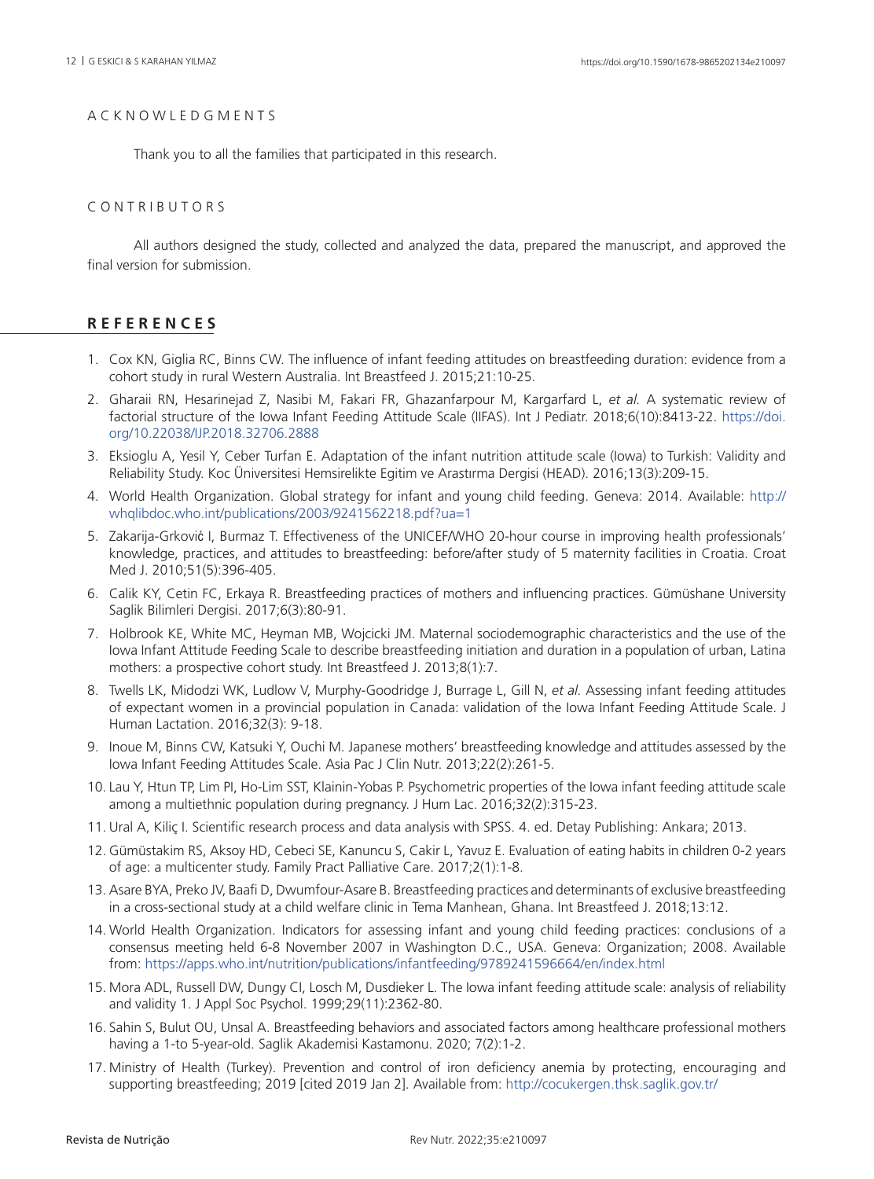## ACKNOWLEDGMENTS

Thank you to all the families that participated in this research.

## CONTRIBUTORS

All authors designed the study, collected and analyzed the data, prepared the manuscript, and approved the final version for submission.

## REFERENCES

1. Cox KN, Giglia RC, Binns CW. The influence of infant feeding attitudes on breastfeeding duration: evidence from a cohort study in rural Western Australia. Int Breastfeed J. 2015;21:10-25.
2. Gharaii RN, Hesarinejad Z, Nasibi M, Fakari FR, Ghazanfarpour M, Kargarfard L, *et al.* A systematic review of factorial structure of the Iowa Infant Feeding Attitude Scale (IIFAS). Int J Pediatr. 2018;6(10):8413-22. https://doi.org/10.22038/IJP.2018.32706.2888
3. Eksioglu A, Yesil Y, Ceber Turfan E. Adaptation of the infant nutrition attitude scale (Iowa) to Turkish: Validity and Reliability Study. Koc Üniversitesi Hemsirelikte Egitim ve Arastırma Dergisi (HEAD). 2016;13(3):209-15.
4. World Health Organization. Global strategy for infant and young child feeding. Geneva: 2014. Available: http://whqlibdoc.who.int/publications/2003/9241562218.pdf?ua=1
5. Zakarija-Grković I, Burmaz T. Effectiveness of the UNICEF/WHO 20-hour course in improving health professionals' knowledge, practices, and attitudes to breastfeeding: before/after study of 5 maternity facilities in Croatia. Croat Med J. 2010;51(5):396-405.
6. Calik KY, Cetin FC, Erkaya R. Breastfeeding practices of mothers and influencing practices. Gümüshane University Saglik Bilimleri Dergisi. 2017;6(3):80-91.
7. Holbrook KE, White MC, Heyman MB, Wojcicki JM. Maternal sociodemographic characteristics and the use of the Iowa Infant Attitude Feeding Scale to describe breastfeeding initiation and duration in a population of urban, Latina mothers: a prospective cohort study. Int Breastfeed J. 2013;8(1):7.
8. Twells LK, Midodzi WK, Ludlow V, Murphy-Goodridge J, Burrage L, Gill N, *et al.* Assessing infant feeding attitudes of expectant women in a provincial population in Canada: validation of the Iowa Infant Feeding Attitude Scale. J Human Lactation. 2016;32(3): 9-18.
9. Inoue M, Binns CW, Katsuki Y, Ouchi M. Japanese mothers' breastfeeding knowledge and attitudes assessed by the Iowa Infant Feeding Attitudes Scale. Asia Pac J Clin Nutr. 2013;22(2):261-5.
10. Lau Y, Htun TP, Lim PI, Ho-Lim SST, Klainin-Yobas P. Psychometric properties of the Iowa infant feeding attitude scale among a multiethnic population during pregnancy. J Hum Lac. 2016;32(2):315-23.
11. Ural A, Kiliç I. Scientific research process and data analysis with SPSS. 4. ed. Detay Publishing: Ankara; 2013.
12. Gümüstakim RS, Aksoy HD, Cebeci SE, Kanuncu S, Cakir L, Yavuz E. Evaluation of eating habits in children 0-2 years of age: a multicenter study. Family Pract Palliative Care. 2017;2(1):1-8.
13. Asare BYA, Preko JV, Baafi D, Dwumfour-Asare B. Breastfeeding practices and determinants of exclusive breastfeeding in a cross-sectional study at a child welfare clinic in Tema Manhean, Ghana. Int Breastfeed J. 2018;13:12.
14. World Health Organization. Indicators for assessing infant and young child feeding practices: conclusions of a consensus meeting held 6-8 November 2007 in Washington D.C., USA. Geneva: Organization; 2008. Available from: https://apps.who.int/nutrition/publications/infantfeeding/9789241596664/en/index.html
15. Mora ADL, Russell DW, Dungy CI, Losch M, Dusdieker L. The Iowa infant feeding attitude scale: analysis of reliability and validity 1. J Appl Soc Psychol. 1999;29(11):2362-80.
16. Sahin S, Bulut OU, Unsal A. Breastfeeding behaviors and associated factors among healthcare professional mothers having a 1-to 5-year-old. Saglik Akademisi Kastamonu. 2020; 7(2):1-2.
17. Ministry of Health (Turkey). Prevention and control of iron deficiency anemia by protecting, encouraging and supporting breastfeeding; 2019 [cited 2019 Jan 2]. Available from: http://cocukergen.thsk.saglik.gov.tr/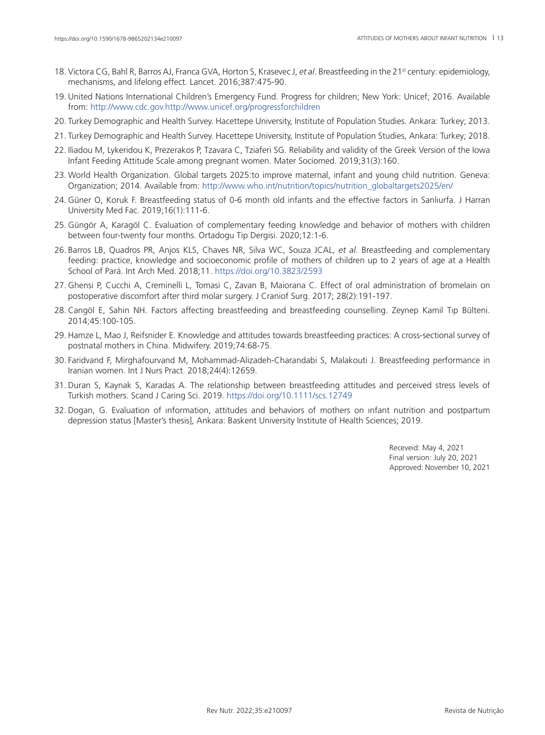18. Victora CG, Bahl R, Barros AJ, Franca GVA, Horton S, Krasevec J, *et al*. Breastfeeding in the 21st century: epidemiology, mechanisms, and lifelong effect. Lancet. 2016;387:475-90.

19. United Nations International Children's Emergency Fund. Progress for children; New York: Unicef; 2016. Available from: http://www.cdc.gov.http://www.unicef.org/progressforchildren

20. Turkey Demographic and Health Survey. Hacettepe University, Institute of Population Studies. Ankara: Turkey; 2013.

21. Turkey Demographic and Health Survey. Hacettepe University, Institute of Population Studies, Ankara: Turkey; 2018.

22. Iliadou M, Lykeridou K, Prezerakos P, Tzavara C, Tziaferi SG. Reliability and validity of the Greek Version of the Iowa Infant Feeding Attitude Scale among pregnant women. Mater Sociomed. 2019;31(3):160.

23. World Health Organization. Global targets 2025:to improve maternal, infant and young child nutrition. Geneva: Organization; 2014. Available from: http://www.who.int/nutrition/topics/nutrition_globaltargets2025/en/

24. Güner O, Koruk F. Breastfeeding status of 0-6 month old infants and the effective factors in Sanlıurfa. J Harran University Med Fac. 2019;16(1):111-6.

25. Güngör A, Karagöl C. Evaluation of complementary feeding knowledge and behavior of mothers with children between four-twenty four months. Ortadogu Tip Dergisi. 2020;12:1-6.

26. Barros LB, Quadros PR, Anjos KLS, Chaves NR, Silva WC, Souza JCAL, *et al*. Breastfeeding and complementary feeding: practice, knowledge and socioeconomic profile of mothers of children up to 2 years of age at a Health School of Pará. Int Arch Med. 2018;11. https://doi.org/10.3823/2593

27. Ghensi P, Cucchi A, Creminelli L, Tomasi C, Zavan B, Maiorana C. Effect of oral administration of bromelain on postoperative discomfort after third molar surgery. J Craniof Surg. 2017; 28(2):191-197.

28. Cangöl E, Sahin NH. Factors affecting breastfeeding and breastfeeding counselling. Zeynep Kamil Tıp Bülteni. 2014;45:100-105.

29. Hamze L, Mao J, Reifsnider E. Knowledge and attitudes towards breastfeeding practices: A cross-sectional survey of postnatal mothers in China. Midwifery. 2019;74:68-75.

30. Faridvand F, Mirghafourvand M, Mohammad-Alizadeh-Charandabi S, Malakouti J. Breastfeeding performance in Iranian women. Int J Nurs Pract. 2018;24(4):12659.

31. Duran S, Kaynak S, Karadas A. The relationship between breastfeeding attitudes and perceived stress levels of Turkish mothers. Scand J Caring Sci. 2019. https://doi.org/10.1111/scs.12749

32. Dogan, G. Evaluation of ınformation, attitudes and behaviors of mothers on ınfant nutrition and postpartum depression status [Master's thesis], Ankara: Baskent University Institute of Health Sciences; 2019.

Receveid: May 4, 2021
Final version: July 20, 2021
Approved: November 10, 2021